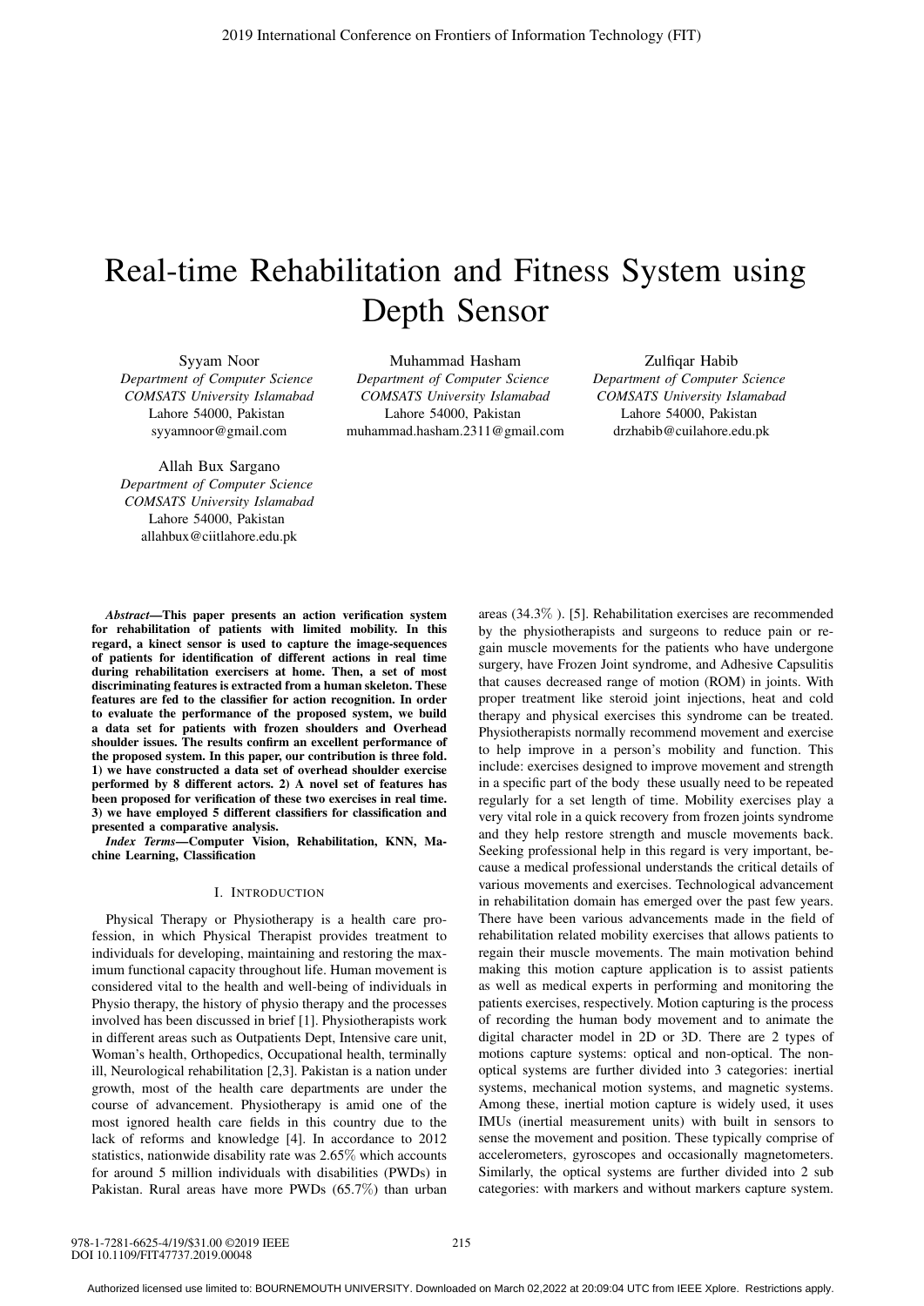# Real-time Rehabilitation and Fitness System using Depth Sensor

Syyam Noor
*Department of Computer Science*
*COMSATS University Islamabad*
Lahore 54000, Pakistan
syyamnoor@gmail.com

Muhammad Hasham
*Department of Computer Science*
*COMSATS University Islamabad*
Lahore 54000, Pakistan
muhammad.hasham.2311@gmail.com

Zulfiqar Habib
*Department of Computer Science*
*COMSATS University Islamabad*
Lahore 54000, Pakistan
drzhabib@cuilahore.edu.pk

Allah Bux Sargano
*Department of Computer Science*
*COMSATS University Islamabad*
Lahore 54000, Pakistan
allahbux@ciitlahore.edu.pk

***Abstract*—This paper presents an action verification system for rehabilitation of patients with limited mobility. In this regard, a kinect sensor is used to capture the image-sequences of patients for identification of different actions in real time during rehabilitation exercisers at home. Then, a set of most discriminating features is extracted from a human skeleton. These features are fed to the classifier for action recognition. In order to evaluate the performance of the proposed system, we build a data set for patients with frozen shoulders and Overhead shoulder issues. The results confirm an excellent performance of the proposed system. In this paper, our contribution is three fold. 1) we have constructed a data set of overhead shoulder exercise performed by 8 different actors. 2) A novel set of features has been proposed for verification of these two exercises in real time. 3) we have employed 5 different classifiers for classification and presented a comparative analysis.**

***Index Terms*—Computer Vision, Rehabilitation, KNN, Machine Learning, Classification**

## I. Introduction

Physical Therapy or Physiotherapy is a health care profession, in which Physical Therapist provides treatment to individuals for developing, maintaining and restoring the maximum functional capacity throughout life. Human movement is considered vital to the health and well-being of individuals in Physio therapy, the history of physio therapy and the processes involved has been discussed in brief [1]. Physiotherapists work in different areas such as Outpatients Dept, Intensive care unit, Woman's health, Orthopedics, Occupational health, terminally ill, Neurological rehabilitation [2,3]. Pakistan is a nation under growth, most of the health care departments are under the course of advancement. Physiotherapy is amid one of the most ignored health care fields in this country due to the lack of reforms and knowledge [4]. In accordance to 2012 statistics, nationwide disability rate was 2.65% which accounts for around 5 million individuals with disabilities (PWDs) in Pakistan. Rural areas have more PWDs (65.7%) than urban areas (34.3% ). [5]. Rehabilitation exercises are recommended by the physiotherapists and surgeons to reduce pain or regain muscle movements for the patients who have undergone surgery, have Frozen Joint syndrome, and Adhesive Capsulitis that causes decreased range of motion (ROM) in joints. With proper treatment like steroid joint injections, heat and cold therapy and physical exercises this syndrome can be treated. Physiotherapists normally recommend movement and exercise to help improve in a person's mobility and function. This include: exercises designed to improve movement and strength in a specific part of the body these usually need to be repeated regularly for a set length of time. Mobility exercises play a very vital role in a quick recovery from frozen joints syndrome and they help restore strength and muscle movements back. Seeking professional help in this regard is very important, because a medical professional understands the critical details of various movements and exercises. Technological advancement in rehabilitation domain has emerged over the past few years. There have been various advancements made in the field of rehabilitation related mobility exercises that allows patients to regain their muscle movements. The main motivation behind making this motion capture application is to assist patients as well as medical experts in performing and monitoring the patients exercises, respectively. Motion capturing is the process of recording the human body movement and to animate the digital character model in 2D or 3D. There are 2 types of motions capture systems: optical and non-optical. The non-optical systems are further divided into 3 categories: inertial systems, mechanical motion systems, and magnetic systems. Among these, inertial motion capture is widely used, it uses IMUs (inertial measurement units) with built in sensors to sense the movement and position. These typically comprise of accelerometers, gyroscopes and occasionally magnetometers. Similarly, the optical systems are further divided into 2 sub categories: with markers and without markers capture system.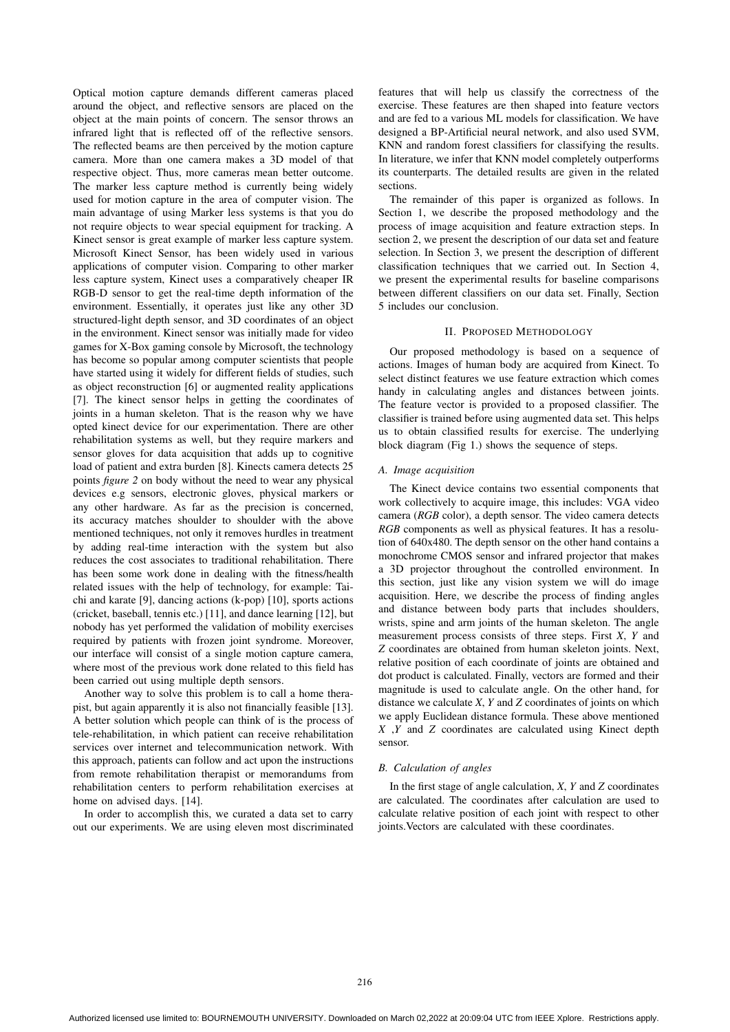Optical motion capture demands different cameras placed around the object, and reflective sensors are placed on the object at the main points of concern. The sensor throws an infrared light that is reflected off of the reflective sensors. The reflected beams are then perceived by the motion capture camera. More than one camera makes a 3D model of that respective object. Thus, more cameras mean better outcome. The marker less capture method is currently being widely used for motion capture in the area of computer vision. The main advantage of using Marker less systems is that you do not require objects to wear special equipment for tracking. A Kinect sensor is great example of marker less capture system. Microsoft Kinect Sensor, has been widely used in various applications of computer vision. Comparing to other marker less capture system, Kinect uses a comparatively cheaper IR RGB-D sensor to get the real-time depth information of the environment. Essentially, it operates just like any other 3D structured-light depth sensor, and 3D coordinates of an object in the environment. Kinect sensor was initially made for video games for X-Box gaming console by Microsoft, the technology has become so popular among computer scientists that people have started using it widely for different fields of studies, such as object reconstruction [6] or augmented reality applications [7]. The kinect sensor helps in getting the coordinates of joints in a human skeleton. That is the reason why we have opted kinect device for our experimentation. There are other rehabilitation systems as well, but they require markers and sensor gloves for data acquisition that adds up to cognitive load of patient and extra burden [8]. Kinects detects 25 points *figure 2* on body without the need to wear any physical devices e.g sensors, electronic gloves, physical markers or any other hardware. As far as the precision is concerned, its accuracy matches shoulder to shoulder with the above mentioned techniques, not only it removes hurdles in treatment by adding real-time interaction with the system but also reduces the cost associates to traditional rehabilitation. There has been some work done in dealing with the fitness/health related issues with the help of technology, for example: Tai-chi and karate [9], dancing actions (k-pop) [10], sports actions (cricket, baseball, tennis etc.) [11], and dance learning [12], but nobody has yet performed the validation of mobility exercises required by patients with frozen joint syndrome. Moreover, our interface will consist of a single motion capture camera, where most of the previous work done related to this field has been carried out using multiple depth sensors.

Another way to solve this problem is to call a home therapist, but again apparently it is also not financially feasible [13]. A better solution which people can think of is the process of tele-rehabilitation, in which patient can receive rehabilitation services over internet and telecommunication network. With this approach, patients can follow and act upon the instructions from remote rehabilitation therapist or memorandums from rehabilitation centers to perform rehabilitation exercises at home on advised days. [14].

In order to accomplish this, we curated a data set to carry out our experiments. We are using eleven most discriminated features that will help us classify the correctness of the exercise. These features are then shaped into feature vectors and are fed to a various ML models for classification. We have designed a BP-Artificial neural network, and also used SVM, KNN and random forest classifiers for classifying the results. In literature, we infer that KNN model completely outperforms its counterparts. The detailed results are given in the related sections.

The remainder of this paper is organized as follows. In Section 1, we describe the proposed methodology and the process of image acquisition and feature extraction steps. In section 2, we present the description of our data set and feature selection. In Section 3, we present the description of different classification techniques that we carried out. In Section 4, we present the experimental results for baseline comparisons between different classifiers on our data set. Finally, Section 5 includes our conclusion.

## II. Proposed Methodology

Our proposed methodology is based on a sequence of actions. Images of human body are acquired from Kinect. To select distinct features we use feature extraction which comes handy in calculating angles and distances between joints. The feature vector is provided to a proposed classifier. The classifier is trained before using augmented data set. This helps us to obtain classified results for exercise. The underlying block diagram (Fig 1.) shows the sequence of steps.

### A. Image acquisition

The Kinect device contains two essential components that work collectively to acquire image, this includes: VGA video camera (*RGB* color), a depth sensor. The video camera detects *RGB* components as well as physical features. It has a resolution of 640x480. The depth sensor on the other hand contains a monochrome CMOS sensor and infrared projector that makes a 3D projector throughout the controlled environment. In this section, just like any vision system we will do image acquisition. Here, we describe the process of finding angles and distance between body parts that includes shoulders, wrists, spine and arm joints of the human skeleton. The angle measurement process consists of three steps. First $X$, $Y$ and $Z$ coordinates are obtained from human skeleton joints. Next, relative position of each coordinate of joints are obtained and dot product is calculated. Finally, vectors are formed and their magnitude is used to calculate angle. On the other hand, for distance we calculate $X$, $Y$ and $Z$ coordinates of joints on which we apply Euclidean distance formula. These above mentioned $X$ ,$Y$ and $Z$ coordinates are calculated using Kinect depth sensor.

### B. Calculation of angles

In the first stage of angle calculation, $X$, $Y$ and $Z$ coordinates are calculated. The coordinates after calculation are used to calculate relative position of each joint with respect to other joints.Vectors are calculated with these coordinates.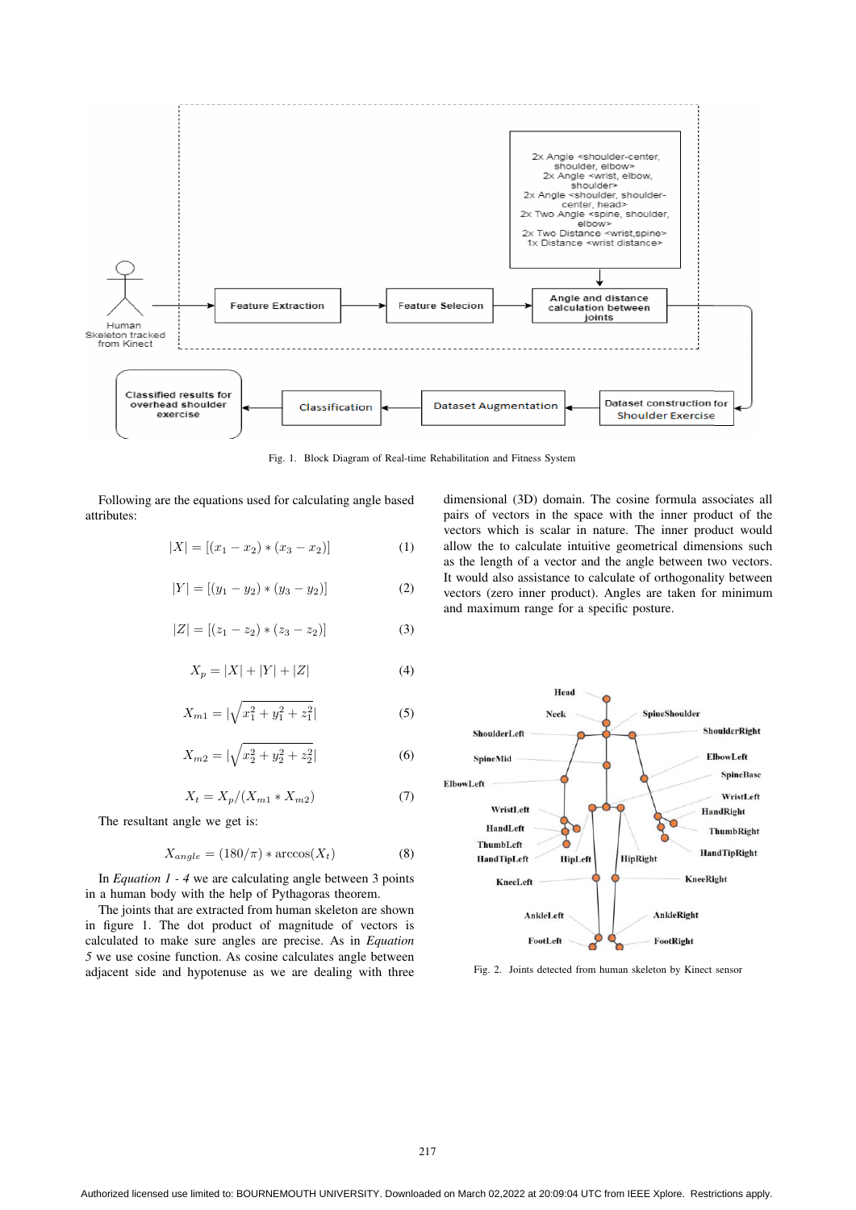Fig. 1. Block Diagram of Real-time Rehabilitation and Fitness System

Following are the equations used for calculating angle based attributes:

$$|X| = [(x_1 - x_2) * (x_3 - x_2)] \quad (1)$$

$$|Y| = [(y_1 - y_2) * (y_3 - y_2)] \quad (2)$$

$$|Z| = [(z_1 - z_2) * (z_3 - z_2)] \quad (3)$$

$$X_p = |X| + |Y| + |Z| \quad (4)$$

$$X_{m1} = |\sqrt{x_1^2 + y_1^2 + z_1^2}| \quad (5)$$

$$X_{m2} = |\sqrt{x_2^2 + y_2^2 + z_2^2}| \quad (6)$$

$$X_t = X_p / (X_{m1} * X_{m2}) \quad (7)$$

The resultant angle we get is:

$$X_{angle} = (180/\pi) * \arccos(X_t) \quad (8)$$

In *Equation 1 - 4* we are calculating angle between 3 points in a human body with the help of Pythagoras theorem.

The joints that are extracted from human skeleton are shown in figure 1. The dot product of magnitude of vectors is calculated to make sure angles are precise. As in *Equation 5* we use cosine function. As cosine calculates angle between adjacent side and hypotenuse as we are dealing with three dimensional (3D) domain. The cosine formula associates all pairs of vectors in the space with the inner product of the vectors which is scalar in nature. The inner product would allow the to calculate intuitive geometrical dimensions such as the length of a vector and the angle between two vectors. It would also assistance to calculate of orthogonality between vectors (zero inner product). Angles are taken for minimum and maximum range for a specific posture.

Fig. 2. Joints detected from human skeleton by Kinect sensor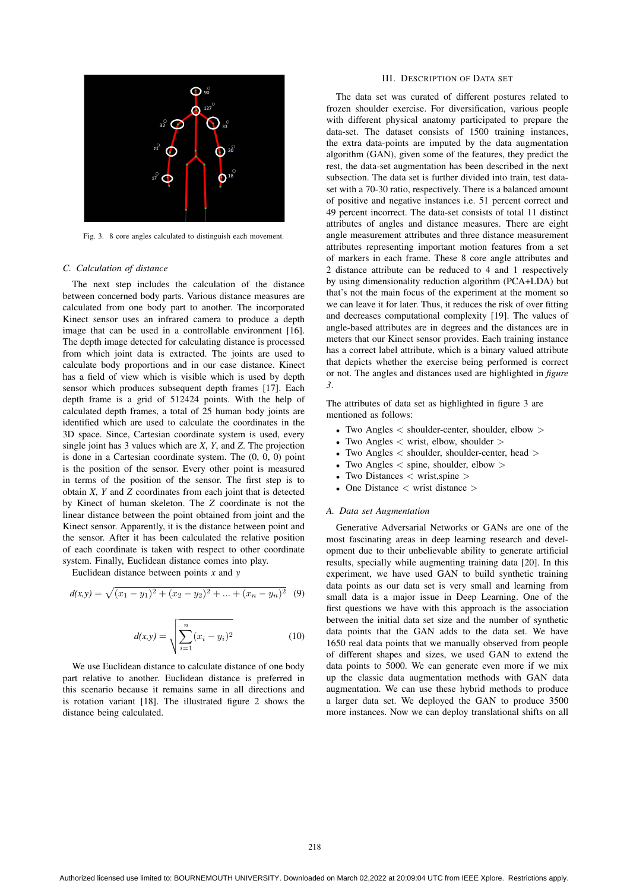Fig. 3. 8 core angles calculated to distinguish each movement.

### C. Calculation of distance

The next step includes the calculation of the distance between concerned body parts. Various distance measures are calculated from one body part to another. The incorporated Kinect sensor uses an infrared camera to produce a depth image that can be used in a controllable environment [16]. The depth image detected for calculating distance is processed from which joint data is extracted. The joints are used to calculate body proportions and in our case distance. Kinect has a field of view which is visible which is used by depth sensor which produces subsequent depth frames [17]. Each depth frame is a grid of 512424 points. With the help of calculated depth frames, a total of 25 human body joints are identified which are used to calculate the coordinates in the 3D space. Since, Cartesian coordinate system is used, every single joint has 3 values which are *X*, *Y*, and *Z*. The projection is done in a Cartesian coordinate system. The (0, 0, 0) point is the position of the sensor. Every other point is measured in terms of the position of the sensor. The first step is to obtain *X*, *Y* and *Z* coordinates from each joint that is detected by Kinect of human skeleton. The *Z* coordinate is not the linear distance between the point obtained from joint and the Kinect sensor. Apparently, it is the distance between point and the sensor. After it has been calculated the relative position of each coordinate is taken with respect to other coordinate system. Finally, Euclidean distance comes into play.

Euclidean distance between points $x$ and $y$

$$d(x,y) = \sqrt{(x_1 - y_1)^2 + (x_2 - y_2)^2 + ... + (x_n - y_n)^2} \quad (9)$$

$$d(x,y) = \sqrt{\sum_{i=1}^{n} (x_i - y_i)^2} \quad (10)$$

We use Euclidean distance to calculate distance of one body part relative to another. Euclidean distance is preferred in this scenario because it remains same in all directions and is rotation variant [18]. The illustrated figure 2 shows the distance being calculated.

## III. Description of Data Set

The data set was curated of different postures related to frozen shoulder exercise. For diversification, various people with different physical anatomy participated to prepare the data-set. The dataset consists of 1500 training instances, the extra data-points are imputed by the data augmentation algorithm (GAN), given some of the features, they predict the rest, the data-set augmentation has been described in the next subsection. The data set is further divided into train, test data-set with a 70-30 ratio, respectively. There is a balanced amount of positive and negative instances i.e. 51 percent correct and 49 percent incorrect. The data-set consists of total 11 distinct attributes of angles and distance measures. There are eight angle measurement attributes and three distance measurement attributes representing important motion features from a set of markers in each frame. These 8 core angle attributes and 2 distance attribute can be reduced to 4 and 1 respectively by using dimensionality reduction algorithm (PCA+LDA) but that's not the main focus of the experiment at the moment so we can leave it for later. Thus, it reduces the risk of over fitting and decreases computational complexity [19]. The values of angle-based attributes are in degrees and the distances are in meters that our Kinect sensor provides. Each training instance has a correct label attribute, which is a binary valued attribute that depicts whether the exercise being performed is correct or not. The angles and distances used are highlighted in *figure 3*.

The attributes of data set as highlighted in figure 3 are mentioned as follows:

- Two Angles < shoulder-center, shoulder, elbow >
- Two Angles < wrist, elbow, shoulder >
- Two Angles < shoulder, shoulder-center, head >
- Two Angles < spine, shoulder, elbow >
- Two Distances < wrist,spine >
- One Distance < wrist distance >

### A. Data set Augmentation

Generative Adversarial Networks or GANs are one of the most fascinating areas in deep learning research and development due to their unbelievable ability to generate artificial results, specially while augmenting training data [20]. In this experiment, we have used GAN to build synthetic training data points as our data set is very small and learning from small data is a major issue in Deep Learning. One of the first questions we have with this approach is the association between the initial data set size and the number of synthetic data points that the GAN adds to the data set. We have 1650 real data points that we manually observed from people of different shapes and sizes, we used GAN to extend the data points to 5000. We can generate even more if we mix up the classic data augmentation methods with GAN data augmentation. We can use these hybrid methods to produce a larger data set. We deployed the GAN to produce 3500 more instances. Now we can deploy translational shifts on all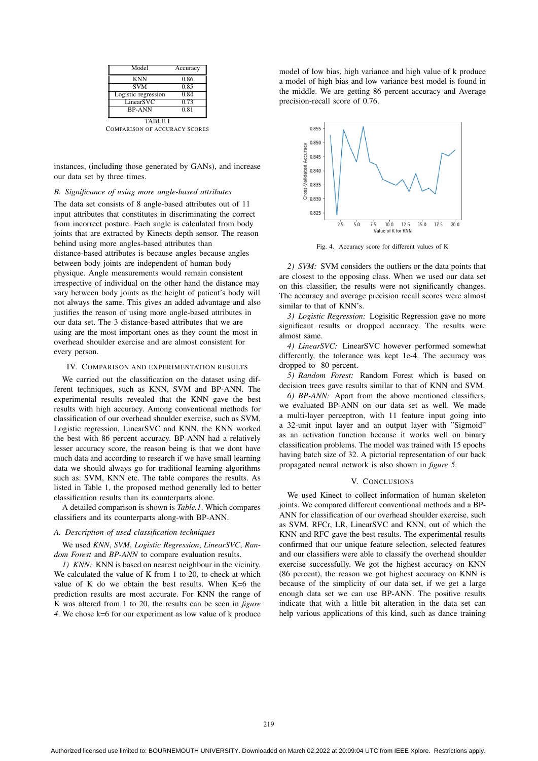| Model | Accuracy |
|---|---|
| KNN | 0.86 |
| SVM | 0.85 |
| Logistic regression | 0.84 |
| LinearSVC | 0.73 |
| BP-ANN | 0.81 |

TABLE I
COMPARISON OF ACCURACY SCORES

instances, (including those generated by GANs), and increase our data set by three times.

### B. Significance of using more angle-based attributes

The data set consists of 8 angle-based attributes out of 11 input attributes that constitutes in discriminating the correct from incorrect posture. Each angle is calculated from body joints that are extracted by Kinects depth sensor. The reason behind using more angles-based attributes than distance-based attributes is because angles because angles between body joints are independent of human body physique. Angle measurements would remain consistent irrespective of individual on the other hand the distance may vary between body joints as the height of patient's body will not always be the same. This gives an added advantage and also justifies the reason of using more angle-based attributes in our data set. The 3 distance-based attributes that we are using are the most important ones as they count the most in overhead shoulder exercise and are almost consistent for every person.

## IV. Comparison and Experimentation Results

We carried out the classification on the dataset using different techniques, such as KNN, SVM and BP-ANN. The experimental results revealed that the KNN gave the best results with high accuracy. Among conventional methods for classification of our overhead shoulder exercise, such as SVM, Logistic regression, LinearSVC and KNN, the KNN worked the best with 86 percent accuracy. BP-ANN had a relatively lesser accuracy score, the reason being is that we dont have much data and according to research if we have small learning data we should always go for traditional learning algorithms such as: SVM, KNN etc. The table compares the results. As listed in Table 1, the proposed method generally led to better classification results than its counterparts alone.

A detailed comparison is shown is *Table.1*. Which compares classifiers and its counterparts along-with BP-ANN.

### A. Description of used classification techniques

We used *KNN*, *SVM*, *Logistic Regression*, *LinearSVC*, *Random Forest* and *BP-ANN* to compare evaluation results.

*1) KNN:* KNN is based on nearest neighbour in the vicinity. We calculated the value of K from 1 to 20, to check at which value of K do we obtain the best results. When K=6 the prediction results are most accurate. For KNN the range of K was altered from 1 to 20, the results can be seen in *figure 4*. We chose k=6 for our experiment as low value of k produce model of low bias, high variance and high value of k produce a model of high bias and low variance best model is found in the middle. We are getting 86 percent accuracy and Average precision-recall score of 0.76.

Fig. 4. Accuracy score for different values of K

*2) SVM:* SVM considers the outliers or the data points that are closest to the opposing class. When we used our data set on this classifier, the results were not significantly changes. The accuracy and average precision recall scores were almost similar to that of KNN's.

*3) Logistic Regression:* Logisitic Regression gave no more significant results or dropped accuracy. The results were almost same.

*4) LinearSVC:* LinearSVC however performed somewhat differently, the tolerance was kept 1e-4. The accuracy was dropped to 80 percent.

*5) Random Forest:* Random Forest which is based on decision trees gave results similar to that of KNN and SVM.

*6) BP-ANN:* Apart from the above mentioned classifiers, we evaluated BP-ANN on our data set as well. We made a multi-layer perceptron, with 11 feature input going into a 32-unit input layer and an output layer with "Sigmoid" as an activation function because it works well on binary classification problems. The model was trained with 15 epochs having batch size of 32. A pictorial representation of our back propagated neural network is also shown in *figure 5*.

## V. Conclusions

We used Kinect to collect information of human skeleton joints. We compared different conventional methods and a BP-ANN for classification of our overhead shoulder exercise, such as SVM, RFCr, LR, LinearSVC and KNN, out of which the KNN and RFC gave the best results. The experimental results confirmed that our unique feature selection, selected features and our classifiers were able to classify the overhead shoulder exercise successfully. We got the highest accuracy on KNN (86 percent), the reason we got highest accuracy on KNN is because of the simplicity of our data set, if we get a large enough data set we can use BP-ANN. The positive results indicate that with a little bit alteration in the data set can help various applications of this kind, such as dance training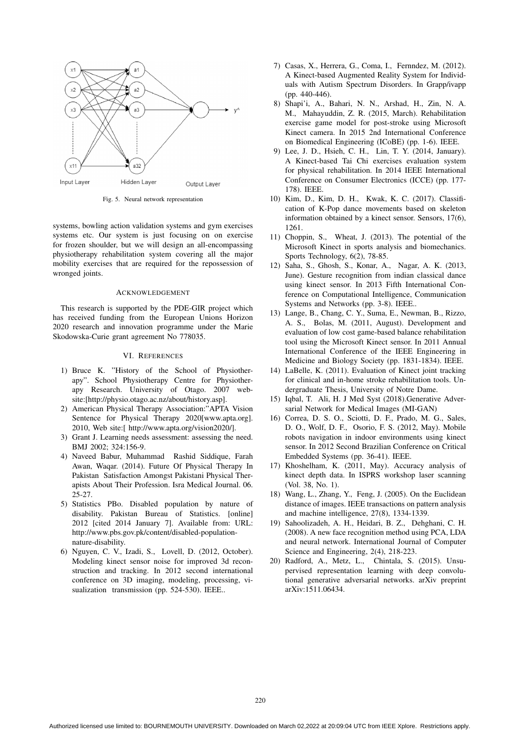Input Layer

Hidden Layer

Output Layer

x1

x2

x3

x11

a1

a2

a3

a32

y^

Fig. 5. Neural network representation

systems, bowling action validation systems and gym exercises systems etc. Our system is just focusing on on exercise for frozen shoulder, but we will design an all-encompassing physiotherapy rehabilitation system covering all the major mobility exercises that are required for the repossession of wronged joints.

## ACKNOWLEDGEMENT

This research is supported by the PDE-GIR project which has received funding from the European Unions Horizon 2020 research and innovation programme under the Marie Skodowska-Curie grant agreement No 778035.

## VI. REFERENCES

1) Bruce K. "History of the School of Physiotherapy". School Physiotherapy Centre for Physiotherapy Research. University of Otago. 2007 website:[http://physio.otago.ac.nz/about/history.asp].
2) American Physical Therapy Association:"APTA Vision Sentence for Physical Therapy 2020[www.apta.org]. 2010, Web site:[ http://www.apta.org/vision2020/].
3) Grant J. Learning needs assessment: assessing the need. BMJ 2002; 324:156-9.
4) Naveed Babur, Muhammad Rashid Siddique, Farah Awan, Waqar. (2014). Future Of Physical Therapy In Pakistan Satisfaction Amongst Pakistani Physical Therapists About Their Profession. Isra Medical Journal. 06. 25-27.
5) Statistics PBo. Disabled population by nature of disability. Pakistan Bureau of Statistics. [online] 2012 [cited 2014 January 7]. Available from: URL: http://www.pbs.gov.pk/content/disabled-population-nature-disability.
6) Nguyen, C. V., Izadi, S., Lovell, D. (2012, October). Modeling kinect sensor noise for improved 3d reconstruction and tracking. In 2012 second international conference on 3D imaging, modeling, processing, visualization transmission (pp. 524-530). IEEE..
7) Casas, X., Herrera, G., Coma, I., Fernndez, M. (2012). A Kinect-based Augmented Reality System for Individuals with Autism Spectrum Disorders. In Grapp/ivapp (pp. 440-446).
8) Shapi'i, A., Bahari, N. N., Arshad, H., Zin, N. A. M., Mahayuddin, Z. R. (2015, March). Rehabilitation exercise game model for post-stroke using Microsoft Kinect camera. In 2015 2nd International Conference on Biomedical Engineering (ICoBE) (pp. 1-6). IEEE.
9) Lee, J. D., Hsieh, C. H., Lin, T. Y. (2014, January). A Kinect-based Tai Chi exercises evaluation system for physical rehabilitation. In 2014 IEEE International Conference on Consumer Electronics (ICCE) (pp. 177-178). IEEE.
10) Kim, D., Kim, D. H., Kwak, K. C. (2017). Classification of K-Pop dance movements based on skeleton information obtained by a kinect sensor. Sensors, 17(6), 1261.
11) Choppin, S., Wheat, J. (2013). The potential of the Microsoft Kinect in sports analysis and biomechanics. Sports Technology, 6(2), 78-85.
12) Saha, S., Ghosh, S., Konar, A., Nagar, A. K. (2013, June). Gesture recognition from indian classical dance using kinect sensor. In 2013 Fifth International Conference on Computational Intelligence, Communication Systems and Networks (pp. 3-8). IEEE..
13) Lange, B., Chang, C. Y., Suma, E., Newman, B., Rizzo, A. S., Bolas, M. (2011, August). Development and evaluation of low cost game-based balance rehabilitation tool using the Microsoft Kinect sensor. In 2011 Annual International Conference of the IEEE Engineering in Medicine and Biology Society (pp. 1831-1834). IEEE.
14) LaBelle, K. (2011). Evaluation of Kinect joint tracking for clinical and in-home stroke rehabilitation tools. Undergraduate Thesis, University of Notre Dame.
15) Iqbal, T. Ali, H. J Med Syst (2018).Generative Adversarial Network for Medical Images (MI-GAN)
16) Correa, D. S. O., Sciotti, D. F., Prado, M. G., Sales, D. O., Wolf, D. F., Osorio, F. S. (2012, May). Mobile robots navigation in indoor environments using kinect sensor. In 2012 Second Brazilian Conference on Critical Embedded Systems (pp. 36-41). IEEE.
17) Khoshelham, K. (2011, May). Accuracy analysis of kinect depth data. In ISPRS workshop laser scanning (Vol. 38, No. 1).
18) Wang, L., Zhang, Y., Feng, J. (2005). On the Euclidean distance of images. IEEE transactions on pattern analysis and machine intelligence, 27(8), 1334-1339.
19) Sahoolizadeh, A. H., Heidari, B. Z., Dehghani, C. H. (2008). A new face recognition method using PCA, LDA and neural network. International Journal of Computer Science and Engineering, 2(4), 218-223.
20) Radford, A., Metz, L., Chintala, S. (2015). Unsupervised representation learning with deep convolutional generative adversarial networks. arXiv preprint arXiv:1511.06434.